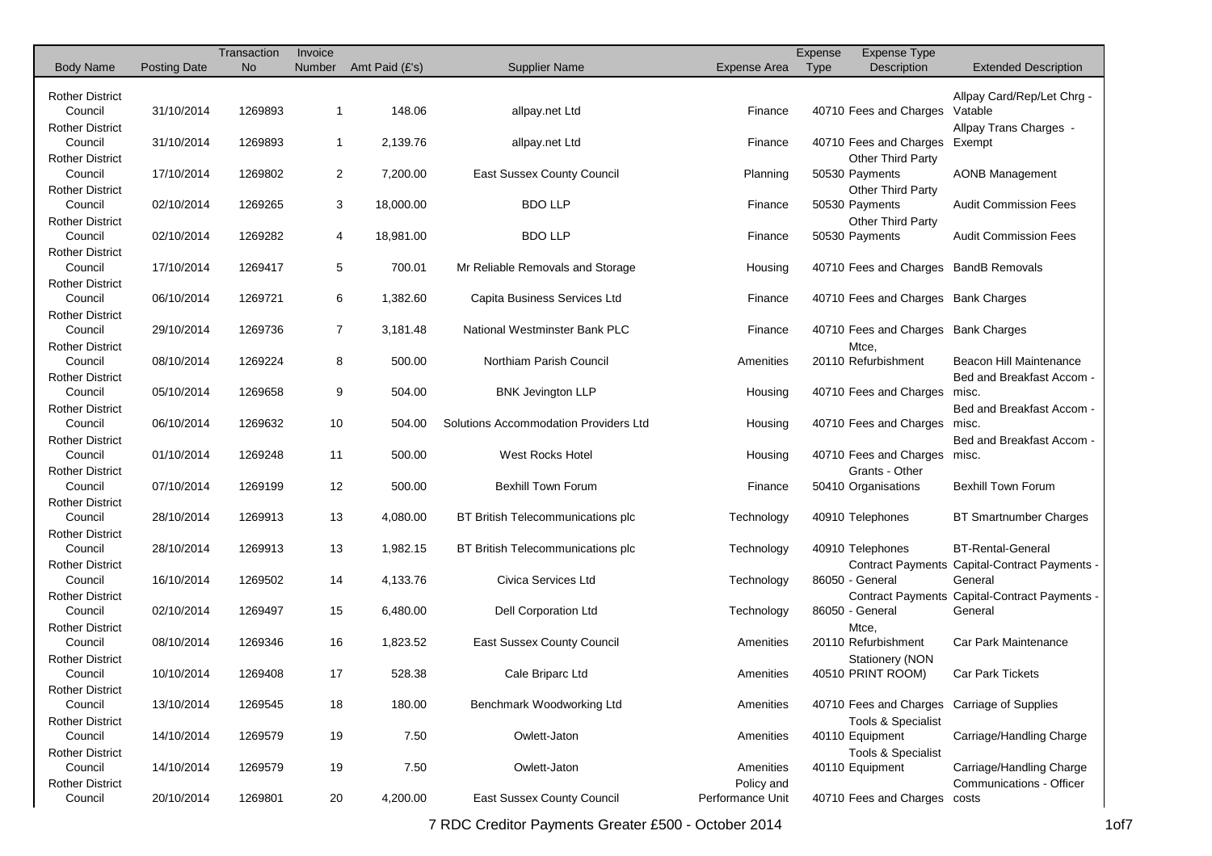| Body Name | Posting Date | Transaction No | Invoice Number | Amt Paid (£'s) | Supplier Name | Expense Area | Expense Type | Expense Type Description | Extended Description |
|---|---|---|---|---|---|---|---|---|---|
| Rother District Council | 31/10/2014 | 1269893 | 1 | 148.06 | allpay.net Ltd | Finance | 40710 | Fees and Charges | Allpay Card/Rep/Let Chrg - Vatable |
| Rother District Council | 31/10/2014 | 1269893 | 1 | 2,139.76 | allpay.net Ltd | Finance | 40710 | Fees and Charges | Allpay Trans Charges - Exempt |
| Rother District Council | 17/10/2014 | 1269802 | 2 | 7,200.00 | East Sussex County Council | Planning | 50530 | Other Third Party Payments | AONB Management |
| Rother District Council | 02/10/2014 | 1269265 | 3 | 18,000.00 | BDO LLP | Finance | 50530 | Other Third Party Payments | Audit Commission Fees |
| Rother District Council | 02/10/2014 | 1269282 | 4 | 18,981.00 | BDO LLP | Finance | 50530 | Other Third Party Payments | Audit Commission Fees |
| Rother District Council | 17/10/2014 | 1269417 | 5 | 700.01 | Mr Reliable Removals and Storage | Housing | 40710 | Fees and Charges | BandB Removals |
| Rother District Council | 06/10/2014 | 1269721 | 6 | 1,382.60 | Capita Business Services Ltd | Finance | 40710 | Fees and Charges | Bank Charges |
| Rother District Council | 29/10/2014 | 1269736 | 7 | 3,181.48 | National Westminster Bank PLC | Finance | 40710 | Fees and Charges | Bank Charges |
| Rother District Council | 08/10/2014 | 1269224 | 8 | 500.00 | Northiam Parish Council | Amenities | 20110 | Mtce, Refurbishment | Beacon Hill Maintenance |
| Rother District Council | 05/10/2014 | 1269658 | 9 | 504.00 | BNK Jevington LLP | Housing | 40710 | Fees and Charges | Bed and Breakfast Accom - misc. |
| Rother District Council | 06/10/2014 | 1269632 | 10 | 504.00 | Solutions Accommodation Providers Ltd | Housing | 40710 | Fees and Charges | Bed and Breakfast Accom - misc. |
| Rother District Council | 01/10/2014 | 1269248 | 11 | 500.00 | West Rocks Hotel | Housing | 40710 | Fees and Charges | Bed and Breakfast Accom - misc. |
| Rother District Council | 07/10/2014 | 1269199 | 12 | 500.00 | Bexhill Town Forum | Finance | 50410 | Grants - Other Organisations | Bexhill Town Forum |
| Rother District Council | 28/10/2014 | 1269913 | 13 | 4,080.00 | BT British Telecommunications plc | Technology | 40910 | Telephones | BT Smartnumber Charges |
| Rother District Council | 28/10/2014 | 1269913 | 13 | 1,982.15 | BT British Telecommunications plc | Technology | 40910 | Telephones | BT-Rental-General |
| Rother District Council | 16/10/2014 | 1269502 | 14 | 4,133.76 | Civica Services Ltd | Technology | 86050 | Contract Payments - General | Capital-Contract Payments - General |
| Rother District Council | 02/10/2014 | 1269497 | 15 | 6,480.00 | Dell Corporation Ltd | Technology | 86050 | Contract Payments - General | Capital-Contract Payments - General |
| Rother District Council | 08/10/2014 | 1269346 | 16 | 1,823.52 | East Sussex County Council | Amenities | 20110 | Mtce, Refurbishment | Car Park Maintenance |
| Rother District Council | 10/10/2014 | 1269408 | 17 | 528.38 | Cale Briparc Ltd | Amenities | 40510 | Stationery (NON PRINT ROOM) | Car Park Tickets |
| Rother District Council | 13/10/2014 | 1269545 | 18 | 180.00 | Benchmark Woodworking Ltd | Amenities | 40710 | Fees and Charges | Carriage of Supplies |
| Rother District Council | 14/10/2014 | 1269579 | 19 | 7.50 | Owlett-Jaton | Amenities | 40110 | Tools & Specialist Equipment | Carriage/Handling Charge |
| Rother District Council | 14/10/2014 | 1269579 | 19 | 7.50 | Owlett-Jaton | Amenities | 40110 | Tools & Specialist Equipment | Carriage/Handling Charge |
| Rother District Council | 20/10/2014 | 1269801 | 20 | 4,200.00 | East Sussex County Council | Policy and Performance Unit | 40710 | Fees and Charges | Communications - Officer costs |

7 RDC Creditor Payments Greater £500 - October 2014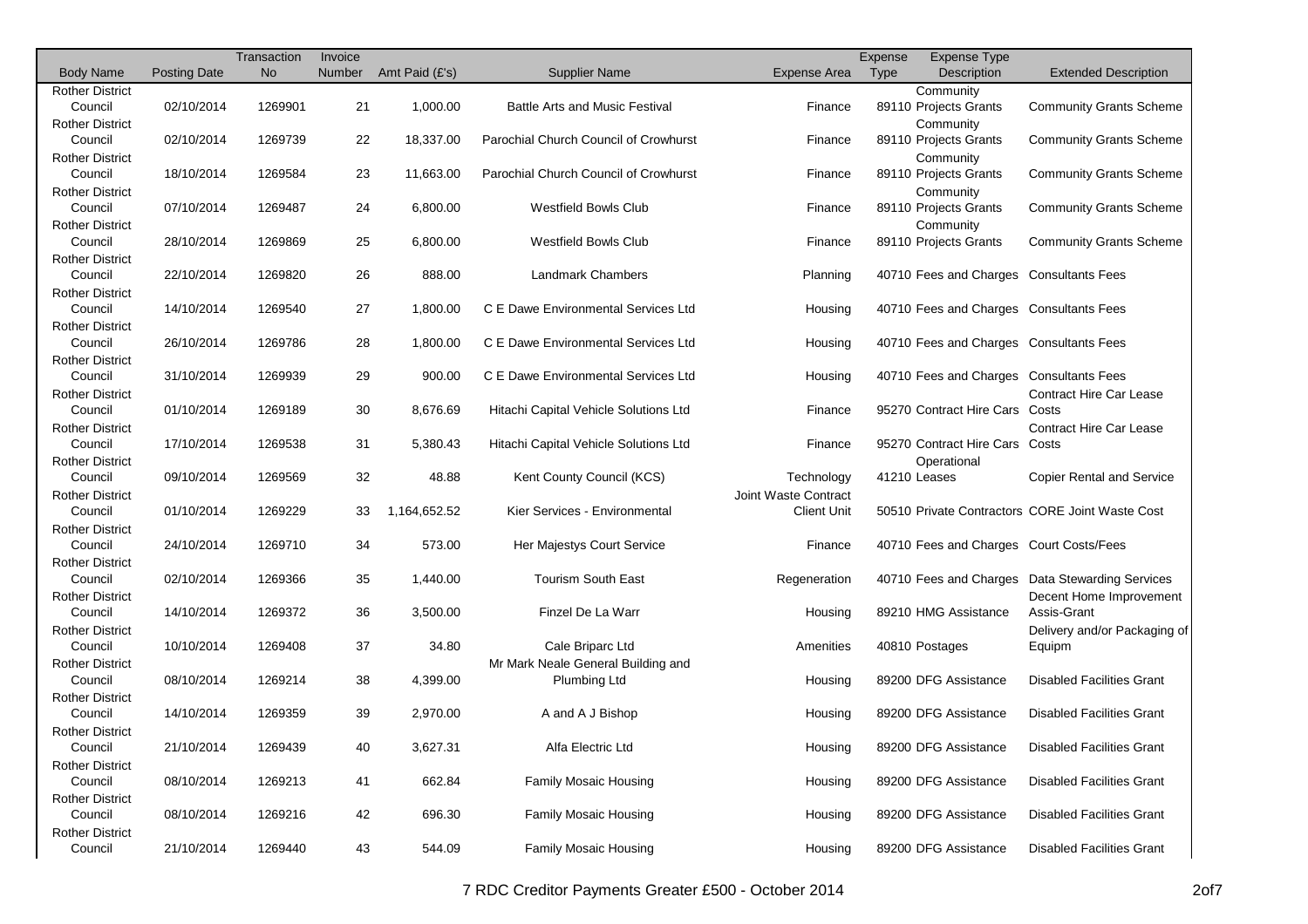| Body Name | Posting Date | Transaction No | Invoice Number | Amt Paid (£'s) | Supplier Name | Expense Area | Expense Type | Expense Type Description | Extended Description |
|---|---|---|---|---|---|---|---|---|---|
| Rother District Council | 02/10/2014 | 1269901 | 21 | 1,000.00 | Battle Arts and Music Festival | Finance | 89110 | Community Projects Grants | Community Grants Scheme |
| Rother District Council | 02/10/2014 | 1269739 | 22 | 18,337.00 | Parochial Church Council of Crowhurst | Finance | 89110 | Community Projects Grants | Community Grants Scheme |
| Rother District Council | 18/10/2014 | 1269584 | 23 | 11,663.00 | Parochial Church Council of Crowhurst | Finance | 89110 | Community Projects Grants | Community Grants Scheme |
| Rother District Council | 07/10/2014 | 1269487 | 24 | 6,800.00 | Westfield Bowls Club | Finance | 89110 | Community Projects Grants | Community Grants Scheme |
| Rother District Council | 28/10/2014 | 1269869 | 25 | 6,800.00 | Westfield Bowls Club | Finance | 89110 | Community Projects Grants | Community Grants Scheme |
| Rother District Council | 22/10/2014 | 1269820 | 26 | 888.00 | Landmark Chambers | Planning | 40710 | Fees and Charges | Consultants Fees |
| Rother District Council | 14/10/2014 | 1269540 | 27 | 1,800.00 | C E Dawe Environmental Services Ltd | Housing | 40710 | Fees and Charges | Consultants Fees |
| Rother District Council | 26/10/2014 | 1269786 | 28 | 1,800.00 | C E Dawe Environmental Services Ltd | Housing | 40710 | Fees and Charges | Consultants Fees |
| Rother District Council | 31/10/2014 | 1269939 | 29 | 900.00 | C E Dawe Environmental Services Ltd | Housing | 40710 | Fees and Charges | Consultants Fees |
| Rother District Council | 01/10/2014 | 1269189 | 30 | 8,676.69 | Hitachi Capital Vehicle Solutions Ltd | Finance | 95270 | Contract Hire Cars | Contract Hire Car Lease Costs |
| Rother District Council | 17/10/2014 | 1269538 | 31 | 5,380.43 | Hitachi Capital Vehicle Solutions Ltd | Finance | 95270 | Contract Hire Cars | Contract Hire Car Lease Costs |
| Rother District Council | 09/10/2014 | 1269569 | 32 | 48.88 | Kent County Council (KCS) | Technology | 41210 | Operational Leases | Copier Rental and Service |
| Rother District Council | 01/10/2014 | 1269229 | 33 | 1,164,652.52 | Kier Services - Environmental | Joint Waste Contract Client Unit | 50510 | Private Contractors | CORE Joint Waste Cost |
| Rother District Council | 24/10/2014 | 1269710 | 34 | 573.00 | Her Majestys Court Service | Finance | 40710 | Fees and Charges | Court Costs/Fees |
| Rother District Council | 02/10/2014 | 1269366 | 35 | 1,440.00 | Tourism South East | Regeneration | 40710 | Fees and Charges | Data Stewarding Services |
| Rother District Council | 14/10/2014 | 1269372 | 36 | 3,500.00 | Finzel De La Warr | Housing | 89210 | HMG Assistance | Decent Home Improvement Assis-Grant |
| Rother District Council | 10/10/2014 | 1269408 | 37 | 34.80 | Cale Briparc Ltd | Amenities | 40810 | Postages | Delivery and/or Packaging of Equipm |
| Rother District Council | 08/10/2014 | 1269214 | 38 | 4,399.00 | Mr Mark Neale General Building and Plumbing Ltd | Housing | 89200 | DFG Assistance | Disabled Facilities Grant |
| Rother District Council | 14/10/2014 | 1269359 | 39 | 2,970.00 | A and A J Bishop | Housing | 89200 | DFG Assistance | Disabled Facilities Grant |
| Rother District Council | 21/10/2014 | 1269439 | 40 | 3,627.31 | Alfa Electric Ltd | Housing | 89200 | DFG Assistance | Disabled Facilities Grant |
| Rother District Council | 08/10/2014 | 1269213 | 41 | 662.84 | Family Mosaic Housing | Housing | 89200 | DFG Assistance | Disabled Facilities Grant |
| Rother District Council | 08/10/2014 | 1269216 | 42 | 696.30 | Family Mosaic Housing | Housing | 89200 | DFG Assistance | Disabled Facilities Grant |
| Rother District Council | 21/10/2014 | 1269440 | 43 | 544.09 | Family Mosaic Housing | Housing | 89200 | DFG Assistance | Disabled Facilities Grant |

7 RDC Creditor Payments Greater £500 - October 2014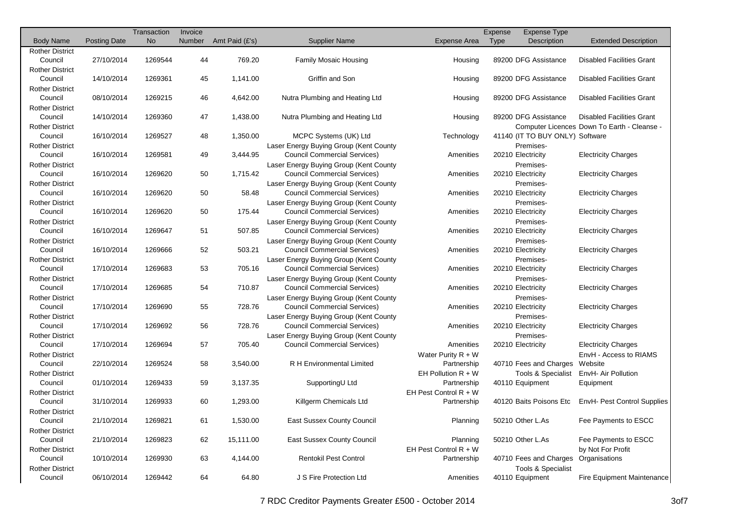| Body Name | Posting Date | Transaction No | Invoice Number | Amt Paid (£'s) | Supplier Name | Expense Area | Expense Type | Expense Type Description | Extended Description |
|---|---|---|---|---|---|---|---|---|---|
| Rother District Council | 27/10/2014 | 1269544 | 44 | 769.20 | Family Mosaic Housing | Housing | 89200 | DFG Assistance | Disabled Facilities Grant |
| Rother District Council | 14/10/2014 | 1269361 | 45 | 1,141.00 | Griffin and Son | Housing | 89200 | DFG Assistance | Disabled Facilities Grant |
| Rother District Council | 08/10/2014 | 1269215 | 46 | 4,642.00 | Nutra Plumbing and Heating Ltd | Housing | 89200 | DFG Assistance | Disabled Facilities Grant |
| Rother District Council | 14/10/2014 | 1269360 | 47 | 1,438.00 | Nutra Plumbing and Heating Ltd | Housing | 89200 | DFG Assistance | Disabled Facilities Grant |
| Rother District Council | 16/10/2014 | 1269527 | 48 | 1,350.00 | MCPC Systems (UK) Ltd | Technology | 41140 | Computer Licences (IT TO BUY ONLY) | Down To Earth - Cleanse - Software |
| Rother District Council | 16/10/2014 | 1269581 | 49 | 3,444.95 | Laser Energy Buying Group (Kent County Council Commercial Services) | Amenities | 20210 | Premises-Electricity | Electricity Charges |
| Rother District Council | 16/10/2014 | 1269620 | 50 | 1,715.42 | Laser Energy Buying Group (Kent County Council Commercial Services) | Amenities | 20210 | Premises-Electricity | Electricity Charges |
| Rother District Council | 16/10/2014 | 1269620 | 50 | 58.48 | Laser Energy Buying Group (Kent County Council Commercial Services) | Amenities | 20210 | Premises-Electricity | Electricity Charges |
| Rother District Council | 16/10/2014 | 1269620 | 50 | 175.44 | Laser Energy Buying Group (Kent County Council Commercial Services) | Amenities | 20210 | Premises-Electricity | Electricity Charges |
| Rother District Council | 16/10/2014 | 1269647 | 51 | 507.85 | Laser Energy Buying Group (Kent County Council Commercial Services) | Amenities | 20210 | Premises-Electricity | Electricity Charges |
| Rother District Council | 16/10/2014 | 1269666 | 52 | 503.21 | Laser Energy Buying Group (Kent County Council Commercial Services) | Amenities | 20210 | Premises-Electricity | Electricity Charges |
| Rother District Council | 17/10/2014 | 1269683 | 53 | 705.16 | Laser Energy Buying Group (Kent County Council Commercial Services) | Amenities | 20210 | Premises-Electricity | Electricity Charges |
| Rother District Council | 17/10/2014 | 1269685 | 54 | 710.87 | Laser Energy Buying Group (Kent County Council Commercial Services) | Amenities | 20210 | Premises-Electricity | Electricity Charges |
| Rother District Council | 17/10/2014 | 1269690 | 55 | 728.76 | Laser Energy Buying Group (Kent County Council Commercial Services) | Amenities | 20210 | Premises-Electricity | Electricity Charges |
| Rother District Council | 17/10/2014 | 1269692 | 56 | 728.76 | Laser Energy Buying Group (Kent County Council Commercial Services) | Amenities | 20210 | Premises-Electricity | Electricity Charges |
| Rother District Council | 17/10/2014 | 1269694 | 57 | 705.40 | Laser Energy Buying Group (Kent County Council Commercial Services) | Amenities | 20210 | Premises-Electricity | Electricity Charges |
| Rother District Council | 22/10/2014 | 1269524 | 58 | 3,540.00 | R H Environmental Limited | Water Purity R + W Partnership | 40710 | Fees and Charges | EnvH - Access to RIAMS Website |
| Rother District Council | 01/10/2014 | 1269433 | 59 | 3,137.35 | SupportingU Ltd | EH Pollution R + W Partnership | 40110 | Tools & Specialist Equipment | EnvH- Air Pollution Equipment |
| Rother District Council | 31/10/2014 | 1269933 | 60 | 1,293.00 | Killgerm Chemicals Ltd | EH Pest Control R + W Partnership | 40120 | Baits Poisons Etc | EnvH- Pest Control Supplies |
| Rother District Council | 21/10/2014 | 1269821 | 61 | 1,530.00 | East Sussex County Council | Planning | 50210 | Other L.As | Fee Payments to ESCC |
| Rother District Council | 21/10/2014 | 1269823 | 62 | 15,111.00 | East Sussex County Council | Planning | 50210 | Other L.As | Fee Payments to ESCC |
| Rother District Council | 10/10/2014 | 1269930 | 63 | 4,144.00 | Rentokil Pest Control | EH Pest Control R + W Partnership | 40710 | Fees and Charges | by Not For Profit Organisations |
| Rother District Council | 06/10/2014 | 1269442 | 64 | 64.80 | J S Fire Protection Ltd | Amenities | 40110 | Tools & Specialist Equipment | Fire Equipment Maintenance |

7 RDC Creditor Payments Greater £500 - October 2014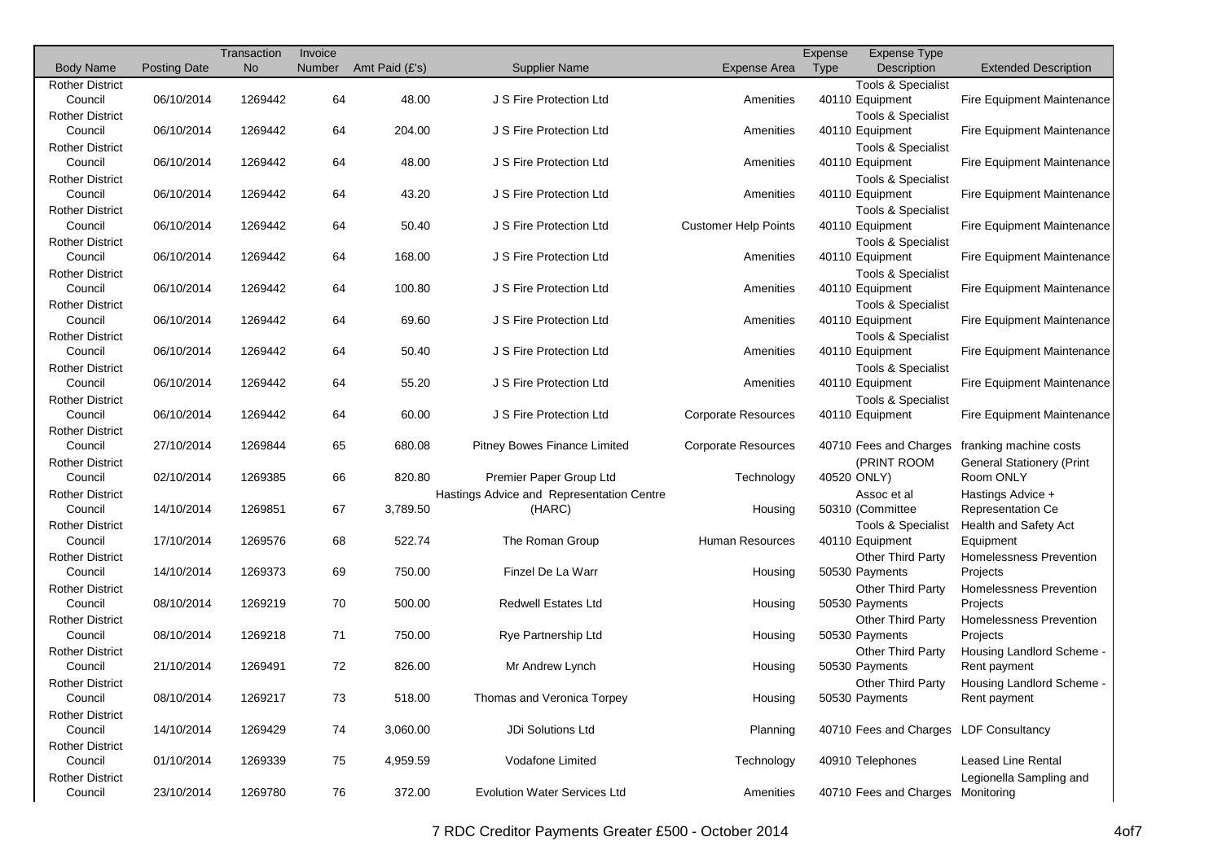| Body Name | Posting Date | Transaction No | Invoice Number | Amt Paid (£'s) | Supplier Name | Expense Area | Expense Type | Expense Type Description | Extended Description |
|---|---|---|---|---|---|---|---|---|---|
| Rother District Council | 06/10/2014 | 1269442 | 64 | 48.00 | J S Fire Protection Ltd | Amenities | 40110 | Tools & Specialist Equipment | Fire Equipment Maintenance |
| Rother District Council | 06/10/2014 | 1269442 | 64 | 204.00 | J S Fire Protection Ltd | Amenities | 40110 | Tools & Specialist Equipment | Fire Equipment Maintenance |
| Rother District Council | 06/10/2014 | 1269442 | 64 | 48.00 | J S Fire Protection Ltd | Amenities | 40110 | Tools & Specialist Equipment | Fire Equipment Maintenance |
| Rother District Council | 06/10/2014 | 1269442 | 64 | 43.20 | J S Fire Protection Ltd | Amenities | 40110 | Tools & Specialist Equipment | Fire Equipment Maintenance |
| Rother District Council | 06/10/2014 | 1269442 | 64 | 50.40 | J S Fire Protection Ltd | Customer Help Points | 40110 | Tools & Specialist Equipment | Fire Equipment Maintenance |
| Rother District Council | 06/10/2014 | 1269442 | 64 | 168.00 | J S Fire Protection Ltd | Amenities | 40110 | Tools & Specialist Equipment | Fire Equipment Maintenance |
| Rother District Council | 06/10/2014 | 1269442 | 64 | 100.80 | J S Fire Protection Ltd | Amenities | 40110 | Tools & Specialist Equipment | Fire Equipment Maintenance |
| Rother District Council | 06/10/2014 | 1269442 | 64 | 69.60 | J S Fire Protection Ltd | Amenities | 40110 | Tools & Specialist Equipment | Fire Equipment Maintenance |
| Rother District Council | 06/10/2014 | 1269442 | 64 | 50.40 | J S Fire Protection Ltd | Amenities | 40110 | Tools & Specialist Equipment | Fire Equipment Maintenance |
| Rother District Council | 06/10/2014 | 1269442 | 64 | 55.20 | J S Fire Protection Ltd | Amenities | 40110 | Tools & Specialist Equipment | Fire Equipment Maintenance |
| Rother District Council | 06/10/2014 | 1269442 | 64 | 60.00 | J S Fire Protection Ltd | Corporate Resources | 40110 | Tools & Specialist Equipment | Fire Equipment Maintenance |
| Rother District Council | 27/10/2014 | 1269844 | 65 | 680.08 | Pitney Bowes Finance Limited | Corporate Resources | 40710 | Fees and Charges | franking machine costs |
| Rother District Council | 02/10/2014 | 1269385 | 66 | 820.80 | Premier Paper Group Ltd | Technology | 40520 | (PRINT ROOM ONLY) | General Stationery (Print Room ONLY |
| Rother District Council | 14/10/2014 | 1269851 | 67 | 3,789.50 | Hastings Advice and Representation Centre (HARC) | Housing | 50310 | Assoc et al (Committee | Hastings Advice + Representation Ce |
| Rother District Council | 17/10/2014 | 1269576 | 68 | 522.74 | The Roman Group | Human Resources | 40110 | Tools & Specialist Equipment | Health and Safety Act Equipment |
| Rother District Council | 14/10/2014 | 1269373 | 69 | 750.00 | Finzel De La Warr | Housing | 50530 | Other Third Party Payments | Homelessness Prevention Projects |
| Rother District Council | 08/10/2014 | 1269219 | 70 | 500.00 | Redwell Estates Ltd | Housing | 50530 | Other Third Party Payments | Homelessness Prevention Projects |
| Rother District Council | 08/10/2014 | 1269218 | 71 | 750.00 | Rye Partnership Ltd | Housing | 50530 | Other Third Party Payments | Homelessness Prevention Projects |
| Rother District Council | 21/10/2014 | 1269491 | 72 | 826.00 | Mr Andrew Lynch | Housing | 50530 | Other Third Party Payments | Housing Landlord Scheme - Rent payment |
| Rother District Council | 08/10/2014 | 1269217 | 73 | 518.00 | Thomas and Veronica Torpey | Housing | 50530 | Other Third Party Payments | Housing Landlord Scheme - Rent payment |
| Rother District Council | 14/10/2014 | 1269429 | 74 | 3,060.00 | JDi Solutions Ltd | Planning | 40710 | Fees and Charges | LDF Consultancy |
| Rother District Council | 01/10/2014 | 1269339 | 75 | 4,959.59 | Vodafone Limited | Technology | 40910 | Telephones | Leased Line Rental |
| Rother District Council | 23/10/2014 | 1269780 | 76 | 372.00 | Evolution Water Services Ltd | Amenities | 40710 | Fees and Charges | Legionella Sampling and Monitoring |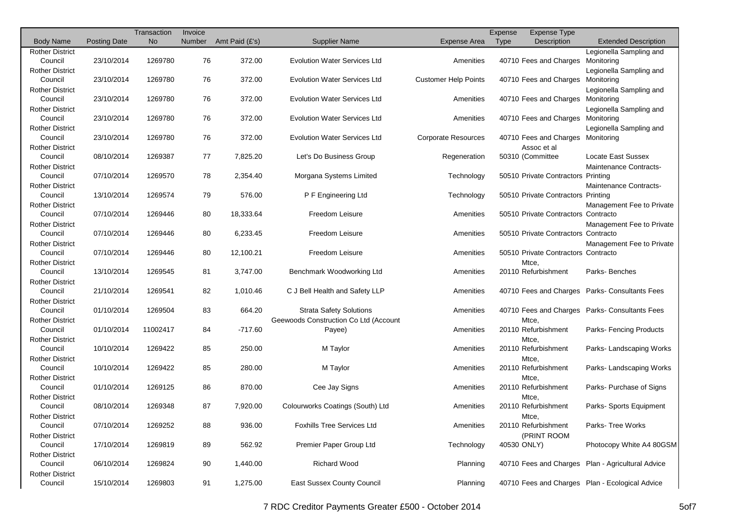| Body Name | Posting Date | Transaction No | Invoice Number | Amt Paid (£'s) | Supplier Name | Expense Area | Expense Type | Expense Type Description | Extended Description |
|---|---|---|---|---|---|---|---|---|---|
| Rother District Council | 23/10/2014 | 1269780 | 76 | 372.00 | Evolution Water Services Ltd | Amenities | 40710 | Fees and Charges | Legionella Sampling and Monitoring |
| Rother District Council | 23/10/2014 | 1269780 | 76 | 372.00 | Evolution Water Services Ltd | Customer Help Points | 40710 | Fees and Charges | Legionella Sampling and Monitoring |
| Rother District Council | 23/10/2014 | 1269780 | 76 | 372.00 | Evolution Water Services Ltd | Amenities | 40710 | Fees and Charges | Legionella Sampling and Monitoring |
| Rother District Council | 23/10/2014 | 1269780 | 76 | 372.00 | Evolution Water Services Ltd | Amenities | 40710 | Fees and Charges | Legionella Sampling and Monitoring |
| Rother District Council | 23/10/2014 | 1269780 | 76 | 372.00 | Evolution Water Services Ltd | Corporate Resources | 40710 | Fees and Charges | Legionella Sampling and Monitoring |
| Rother District Council | 08/10/2014 | 1269387 | 77 | 7,825.20 | Let's Do Business Group | Regeneration | 50310 | Assoc et al (Committee | Locate East Sussex |
| Rother District Council | 07/10/2014 | 1269570 | 78 | 2,354.40 | Morgana Systems Limited | Technology | 50510 | Private Contractors | Maintenance Contracts-Printing |
| Rother District Council | 13/10/2014 | 1269574 | 79 | 576.00 | P F Engineering Ltd | Technology | 50510 | Private Contractors | Maintenance Contracts-Printing |
| Rother District Council | 07/10/2014 | 1269446 | 80 | 18,333.64 | Freedom Leisure | Amenities | 50510 | Private Contractors | Management Fee to Private Contracto |
| Rother District Council | 07/10/2014 | 1269446 | 80 | 6,233.45 | Freedom Leisure | Amenities | 50510 | Private Contractors | Management Fee to Private Contracto |
| Rother District Council | 07/10/2014 | 1269446 | 80 | 12,100.21 | Freedom Leisure | Amenities | 50510 | Private Contractors | Management Fee to Private Contracto |
| Rother District Council | 13/10/2014 | 1269545 | 81 | 3,747.00 | Benchmark Woodworking Ltd | Amenities | 20110 | Mtce, Refurbishment | Parks- Benches |
| Rother District Council | 21/10/2014 | 1269541 | 82 | 1,010.46 | C J Bell Health and Safety LLP | Amenities | 40710 | Fees and Charges | Parks- Consultants Fees |
| Rother District Council | 01/10/2014 | 1269504 | 83 | 664.20 | Strata Safety Solutions | Amenities | 40710 | Fees and Charges | Parks- Consultants Fees |
| Rother District Council | 01/10/2014 | 11002417 | 84 | -717.60 | Geewoods Construction Co Ltd (Account Payee) | Amenities | 20110 | Mtce, Refurbishment | Parks- Fencing Products |
| Rother District Council | 10/10/2014 | 1269422 | 85 | 250.00 | M Taylor | Amenities | 20110 | Mtce, Refurbishment | Parks- Landscaping Works |
| Rother District Council | 10/10/2014 | 1269422 | 85 | 280.00 | M Taylor | Amenities | 20110 | Mtce, Refurbishment | Parks- Landscaping Works |
| Rother District Council | 01/10/2014 | 1269125 | 86 | 870.00 | Cee Jay Signs | Amenities | 20110 | Mtce, Refurbishment | Parks- Purchase of Signs |
| Rother District Council | 08/10/2014 | 1269348 | 87 | 7,920.00 | Colourworks Coatings (South) Ltd | Amenities | 20110 | Mtce, Refurbishment | Parks- Sports Equipment |
| Rother District Council | 07/10/2014 | 1269252 | 88 | 936.00 | Foxhills Tree Services Ltd | Amenities | 20110 | Mtce, Refurbishment | Parks- Tree Works |
| Rother District Council | 17/10/2014 | 1269819 | 89 | 562.92 | Premier Paper Group Ltd | Technology | 40530 | (PRINT ROOM ONLY) | Photocopy White A4 80GSM |
| Rother District Council | 06/10/2014 | 1269824 | 90 | 1,440.00 | Richard Wood | Planning | 40710 | Fees and Charges | Plan - Agricultural Advice |
| Rother District Council | 15/10/2014 | 1269803 | 91 | 1,275.00 | East Sussex County Council | Planning | 40710 | Fees and Charges | Plan - Ecological Advice |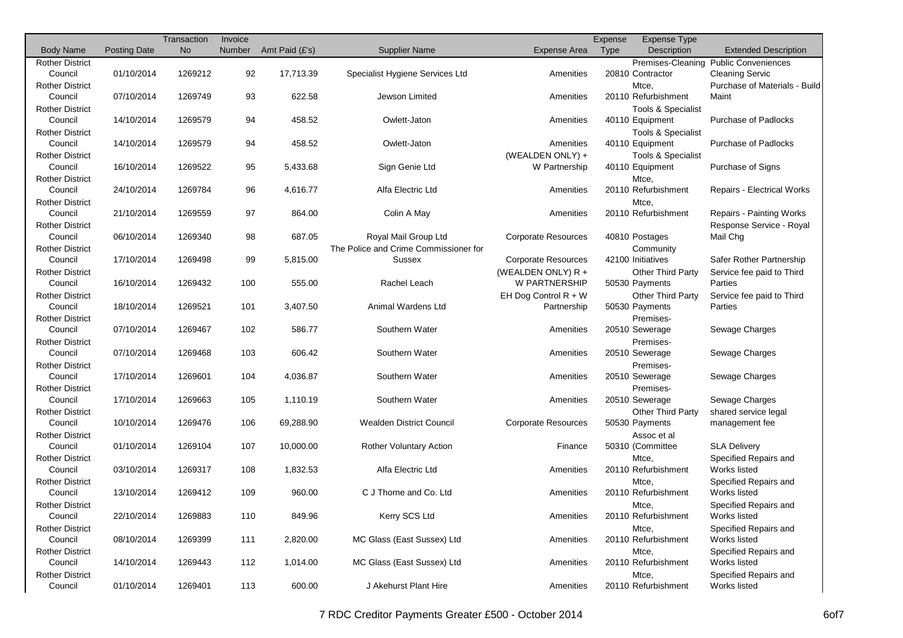| Body Name | Posting Date | Transaction No | Invoice Number | Amt Paid (£'s) | Supplier Name | Expense Area | Expense Type | Expense Type Description | Extended Description |
|---|---|---|---|---|---|---|---|---|---|
| Rother District Council | 01/10/2014 | 1269212 | 92 | 17,713.39 | Specialist Hygiene Services Ltd | Amenities | 20810 | Premises-Cleaning Contractor | Public Conveniences Cleaning Servic |
| Rother District Council | 07/10/2014 | 1269749 | 93 | 622.58 | Jewson Limited | Amenities | 20110 | Mtce, Refurbishment | Purchase of Materials - Build Maint |
| Rother District Council | 14/10/2014 | 1269579 | 94 | 458.52 | Owlett-Jaton | Amenities | 40110 | Tools & Specialist Equipment | Purchase of Padlocks |
| Rother District Council | 14/10/2014 | 1269579 | 94 | 458.52 | Owlett-Jaton | Amenities | 40110 | Tools & Specialist Equipment | Purchase of Padlocks |
| Rother District Council | 16/10/2014 | 1269522 | 95 | 5,433.68 | Sign Genie Ltd | (WEALDEN ONLY) + W Partnership | 40110 | Tools & Specialist Equipment | Purchase of Signs |
| Rother District Council | 24/10/2014 | 1269784 | 96 | 4,616.77 | Alfa Electric Ltd | Amenities | 20110 | Mtce, Refurbishment | Repairs - Electrical Works |
| Rother District Council | 21/10/2014 | 1269559 | 97 | 864.00 | Colin A May | Amenities | 20110 | Mtce, Refurbishment | Repairs - Painting Works |
| Rother District Council | 06/10/2014 | 1269340 | 98 | 687.05 | Royal Mail Group Ltd | Corporate Resources | 40810 | Postages | Response Service - Royal Mail Chg |
| Rother District Council | 17/10/2014 | 1269498 | 99 | 5,815.00 | The Police and Crime Commissioner for Sussex | Corporate Resources | 42100 | Community Initiatives | Safer Rother Partnership |
| Rother District Council | 16/10/2014 | 1269432 | 100 | 555.00 | Rachel Leach | (WEALDEN ONLY) R + W PARTNERSHIP | 50530 | Other Third Party Payments | Service fee paid to Third Parties |
| Rother District Council | 18/10/2014 | 1269521 | 101 | 3,407.50 | Animal Wardens Ltd | EH Dog Control R + W Partnership | 50530 | Other Third Party Payments | Service fee paid to Third Parties |
| Rother District Council | 07/10/2014 | 1269467 | 102 | 586.77 | Southern Water | Amenities | 20510 | Premises-Sewerage | Sewage Charges |
| Rother District Council | 07/10/2014 | 1269468 | 103 | 606.42 | Southern Water | Amenities | 20510 | Premises-Sewerage | Sewage Charges |
| Rother District Council | 17/10/2014 | 1269601 | 104 | 4,036.87 | Southern Water | Amenities | 20510 | Premises-Sewerage | Sewage Charges |
| Rother District Council | 17/10/2014 | 1269663 | 105 | 1,110.19 | Southern Water | Amenities | 20510 | Premises-Sewerage | Sewage Charges |
| Rother District Council | 10/10/2014 | 1269476 | 106 | 69,288.90 | Wealden District Council | Corporate Resources | 50530 | Other Third Party Payments | shared service legal management fee |
| Rother District Council | 01/10/2014 | 1269104 | 107 | 10,000.00 | Rother Voluntary Action | Finance | 50310 | Assoc et al (Committee | SLA Delivery |
| Rother District Council | 03/10/2014 | 1269317 | 108 | 1,832.53 | Alfa Electric Ltd | Amenities | 20110 | Mtce, Refurbishment | Specified Repairs and Works listed |
| Rother District Council | 13/10/2014 | 1269412 | 109 | 960.00 | C J Thorne and Co. Ltd | Amenities | 20110 | Mtce, Refurbishment | Specified Repairs and Works listed |
| Rother District Council | 22/10/2014 | 1269883 | 110 | 849.96 | Kerry SCS Ltd | Amenities | 20110 | Mtce, Refurbishment | Specified Repairs and Works listed |
| Rother District Council | 08/10/2014 | 1269399 | 111 | 2,820.00 | MC Glass (East Sussex) Ltd | Amenities | 20110 | Mtce, Refurbishment | Specified Repairs and Works listed |
| Rother District Council | 14/10/2014 | 1269443 | 112 | 1,014.00 | MC Glass (East Sussex) Ltd | Amenities | 20110 | Mtce, Refurbishment | Specified Repairs and Works listed |
| Rother District Council | 01/10/2014 | 1269401 | 113 | 600.00 | J Akehurst Plant Hire | Amenities | 20110 | Mtce, Refurbishment | Specified Repairs and Works listed |

7 RDC Creditor Payments Greater £500 - October 2014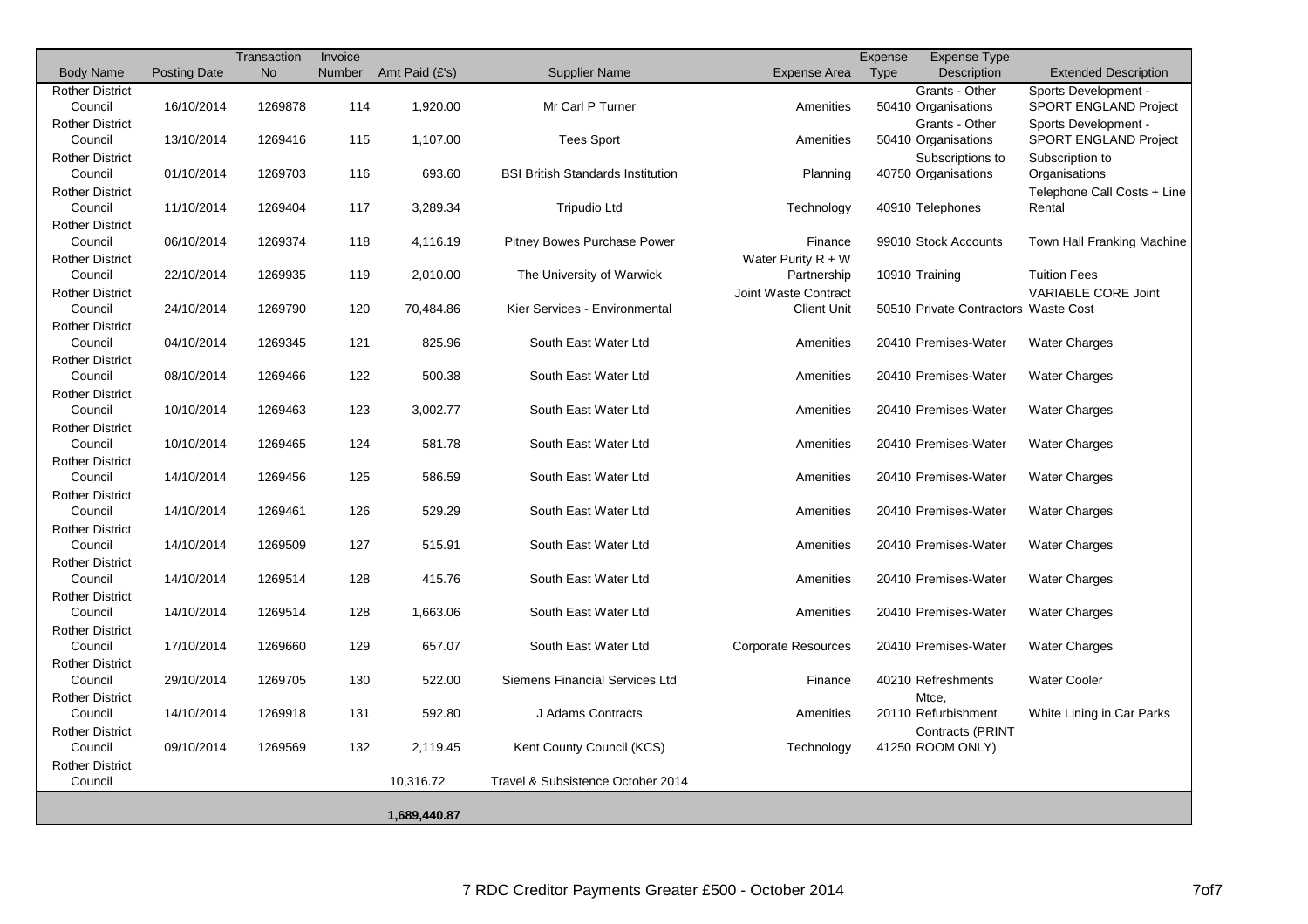| Body Name | Posting Date | Transaction No | Invoice Number | Amt Paid (£'s) | Supplier Name | Expense Area | Expense Type | Expense Type Description | Extended Description |
|---|---|---|---|---|---|---|---|---|---|
| Rother District Council | 16/10/2014 | 1269878 | 114 | 1,920.00 | Mr Carl P Turner | Amenities | 50410 | Grants - Other Organisations | Sports Development - SPORT ENGLAND Project |
| Rother District Council | 13/10/2014 | 1269416 | 115 | 1,107.00 | Tees Sport | Amenities | 50410 | Grants - Other Organisations | Sports Development - SPORT ENGLAND Project |
| Rother District Council | 01/10/2014 | 1269703 | 116 | 693.60 | BSI British Standards Institution | Planning | 40750 | Subscriptions to Organisations | Subscription to Organisations |
| Rother District Council | 11/10/2014 | 1269404 | 117 | 3,289.34 | Tripudio Ltd | Technology | 40910 | Telephones | Telephone Call Costs + Line Rental |
| Rother District Council | 06/10/2014 | 1269374 | 118 | 4,116.19 | Pitney Bowes Purchase Power | Finance | 99010 | Stock Accounts | Town Hall Franking Machine |
| Rother District Council | 22/10/2014 | 1269935 | 119 | 2,010.00 | The University of Warwick | Water Purity R + W Partnership | 10910 | Training | Tuition Fees |
| Rother District Council | 24/10/2014 | 1269790 | 120 | 70,484.86 | Kier Services - Environmental | Joint Waste Contract Client Unit | 50510 | Private Contractors | VARIABLE CORE Joint Waste Cost |
| Rother District Council | 04/10/2014 | 1269345 | 121 | 825.96 | South East Water Ltd | Amenities | 20410 | Premises-Water | Water Charges |
| Rother District Council | 08/10/2014 | 1269466 | 122 | 500.38 | South East Water Ltd | Amenities | 20410 | Premises-Water | Water Charges |
| Rother District Council | 10/10/2014 | 1269463 | 123 | 3,002.77 | South East Water Ltd | Amenities | 20410 | Premises-Water | Water Charges |
| Rother District Council | 10/10/2014 | 1269465 | 124 | 581.78 | South East Water Ltd | Amenities | 20410 | Premises-Water | Water Charges |
| Rother District Council | 14/10/2014 | 1269456 | 125 | 586.59 | South East Water Ltd | Amenities | 20410 | Premises-Water | Water Charges |
| Rother District Council | 14/10/2014 | 1269461 | 126 | 529.29 | South East Water Ltd | Amenities | 20410 | Premises-Water | Water Charges |
| Rother District Council | 14/10/2014 | 1269509 | 127 | 515.91 | South East Water Ltd | Amenities | 20410 | Premises-Water | Water Charges |
| Rother District Council | 14/10/2014 | 1269514 | 128 | 415.76 | South East Water Ltd | Amenities | 20410 | Premises-Water | Water Charges |
| Rother District Council | 14/10/2014 | 1269514 | 128 | 1,663.06 | South East Water Ltd | Amenities | 20410 | Premises-Water | Water Charges |
| Rother District Council | 17/10/2014 | 1269660 | 129 | 657.07 | South East Water Ltd | Corporate Resources | 20410 | Premises-Water | Water Charges |
| Rother District Council | 29/10/2014 | 1269705 | 130 | 522.00 | Siemens Financial Services Ltd | Finance | 40210 | Refreshments | Water Cooler |
| Rother District Council | 14/10/2014 | 1269918 | 131 | 592.80 | J Adams Contracts | Amenities | 20110 | Mtce, Refurbishment | White Lining in Car Parks |
| Rother District Council | 09/10/2014 | 1269569 | 132 | 2,119.45 | Kent County Council (KCS) | Technology | 41250 | Contracts (PRINT ROOM ONLY) | |
| Rother District Council | | | | 10,316.72 | Travel & Subsistence October 2014 | | | | |
| | | | | **1,689,440.87** | | | | | |